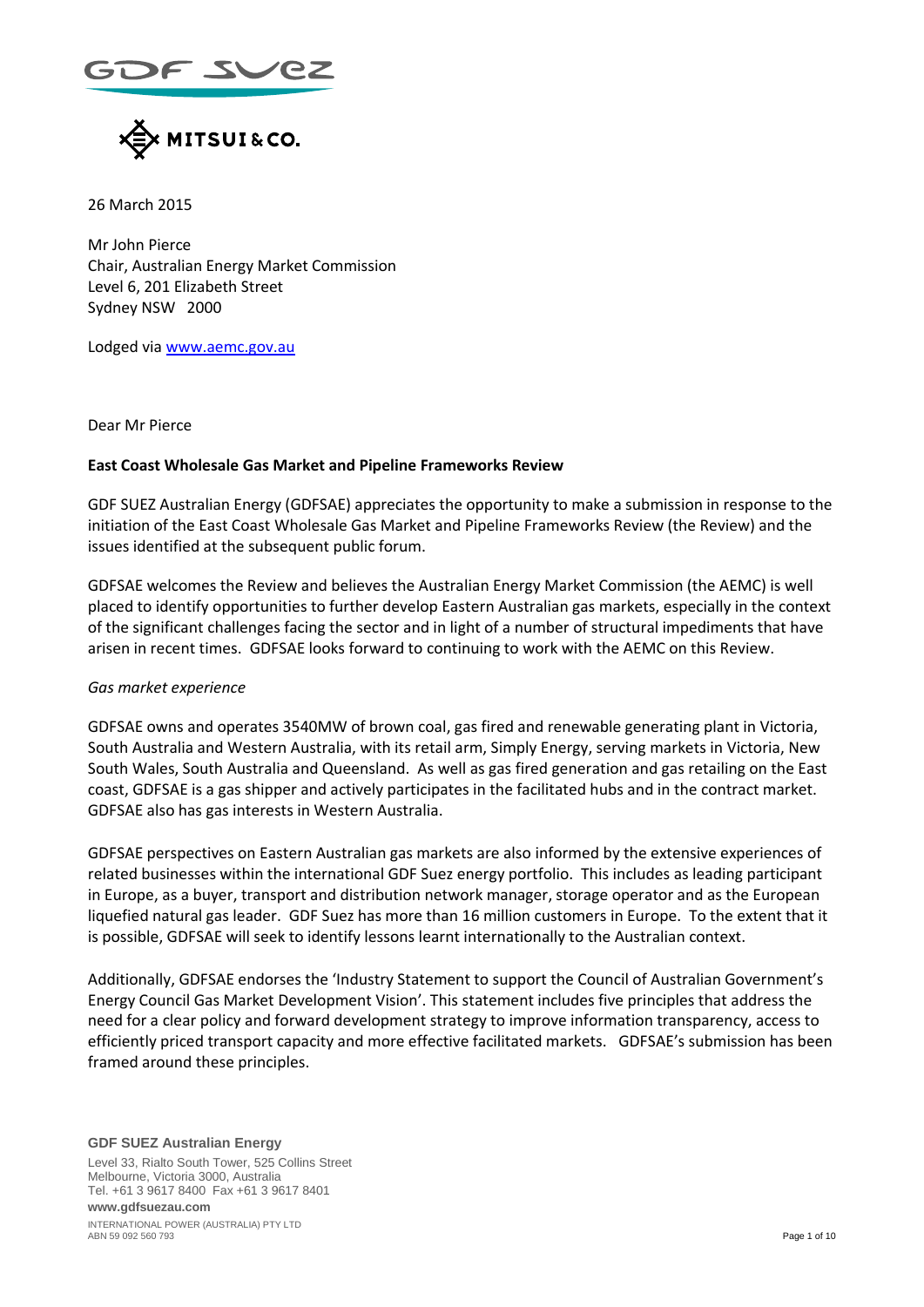26 March 2015

Mr John Pierce
Chair, Australian Energy Market Commission
Level 6, 201 Elizabeth Street
Sydney NSW 2000

Lodged via www.aemc.gov.au

Dear Mr Pierce

**East Coast Wholesale Gas Market and Pipeline Frameworks Review**

GDF SUEZ Australian Energy (GDFSAE) appreciates the opportunity to make a submission in response to the initiation of the East Coast Wholesale Gas Market and Pipeline Frameworks Review (the Review) and the issues identified at the subsequent public forum.

GDFSAE welcomes the Review and believes the Australian Energy Market Commission (the AEMC) is well placed to identify opportunities to further develop Eastern Australian gas markets, especially in the context of the significant challenges facing the sector and in light of a number of structural impediments that have arisen in recent times. GDFSAE looks forward to continuing to work with the AEMC on this Review.

*Gas market experience*

GDFSAE owns and operates 3540MW of brown coal, gas fired and renewable generating plant in Victoria, South Australia and Western Australia, with its retail arm, Simply Energy, serving markets in Victoria, New South Wales, South Australia and Queensland. As well as gas fired generation and gas retailing on the East coast, GDFSAE is a gas shipper and actively participates in the facilitated hubs and in the contract market. GDFSAE also has gas interests in Western Australia.

GDFSAE perspectives on Eastern Australian gas markets are also informed by the extensive experiences of related businesses within the international GDF Suez energy portfolio. This includes as leading participant in Europe, as a buyer, transport and distribution network manager, storage operator and as the European liquefied natural gas leader. GDF Suez has more than 16 million customers in Europe. To the extent that it is possible, GDFSAE will seek to identify lessons learnt internationally to the Australian context.

Additionally, GDFSAE endorses the 'Industry Statement to support the Council of Australian Government's Energy Council Gas Market Development Vision'. This statement includes five principles that address the need for a clear policy and forward development strategy to improve information transparency, access to efficiently priced transport capacity and more effective facilitated markets. GDFSAE's submission has been framed around these principles.

**GDF SUEZ Australian Energy**
Level 33, Rialto South Tower, 525 Collins Street
Melbourne, Victoria 3000, Australia
Tel. +61 3 9617 8400 Fax +61 3 9617 8401
**www.gdfsuezau.com**
INTERNATIONAL POWER (AUSTRALIA) PTY LTD
ABN 59 092 560 793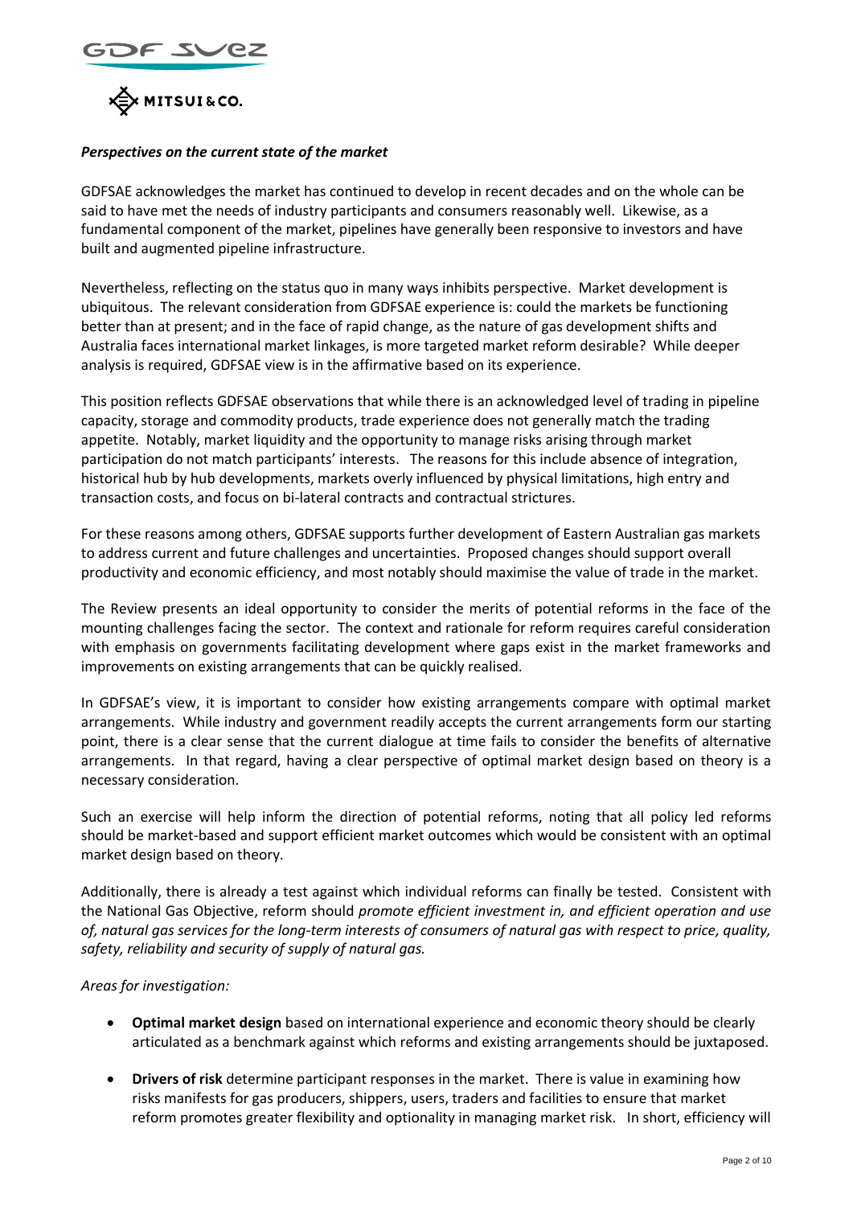*Perspectives on the current state of the market*

GDFSAE acknowledges the market has continued to develop in recent decades and on the whole can be said to have met the needs of industry participants and consumers reasonably well. Likewise, as a fundamental component of the market, pipelines have generally been responsive to investors and have built and augmented pipeline infrastructure.

Nevertheless, reflecting on the status quo in many ways inhibits perspective. Market development is ubiquitous. The relevant consideration from GDFSAE experience is: could the markets be functioning better than at present; and in the face of rapid change, as the nature of gas development shifts and Australia faces international market linkages, is more targeted market reform desirable? While deeper analysis is required, GDFSAE view is in the affirmative based on its experience.

This position reflects GDFSAE observations that while there is an acknowledged level of trading in pipeline capacity, storage and commodity products, trade experience does not generally match the trading appetite. Notably, market liquidity and the opportunity to manage risks arising through market participation do not match participants' interests. The reasons for this include absence of integration, historical hub by hub developments, markets overly influenced by physical limitations, high entry and transaction costs, and focus on bi-lateral contracts and contractual strictures.

For these reasons among others, GDFSAE supports further development of Eastern Australian gas markets to address current and future challenges and uncertainties. Proposed changes should support overall productivity and economic efficiency, and most notably should maximise the value of trade in the market.

The Review presents an ideal opportunity to consider the merits of potential reforms in the face of the mounting challenges facing the sector. The context and rationale for reform requires careful consideration with emphasis on governments facilitating development where gaps exist in the market frameworks and improvements on existing arrangements that can be quickly realised.

In GDFSAE's view, it is important to consider how existing arrangements compare with optimal market arrangements. While industry and government readily accepts the current arrangements form our starting point, there is a clear sense that the current dialogue at time fails to consider the benefits of alternative arrangements. In that regard, having a clear perspective of optimal market design based on theory is a necessary consideration.

Such an exercise will help inform the direction of potential reforms, noting that all policy led reforms should be market-based and support efficient market outcomes which would be consistent with an optimal market design based on theory.

Additionally, there is already a test against which individual reforms can finally be tested. Consistent with the National Gas Objective, reform should *promote efficient investment in, and efficient operation and use of, natural gas services for the long-term interests of consumers of natural gas with respect to price, quality, safety, reliability and security of supply of natural gas.*

*Areas for investigation:*

- **Optimal market design** based on international experience and economic theory should be clearly articulated as a benchmark against which reforms and existing arrangements should be juxtaposed.
- **Drivers of risk** determine participant responses in the market. There is value in examining how risks manifests for gas producers, shippers, users, traders and facilities to ensure that market reform promotes greater flexibility and optionality in managing market risk. In short, efficiency will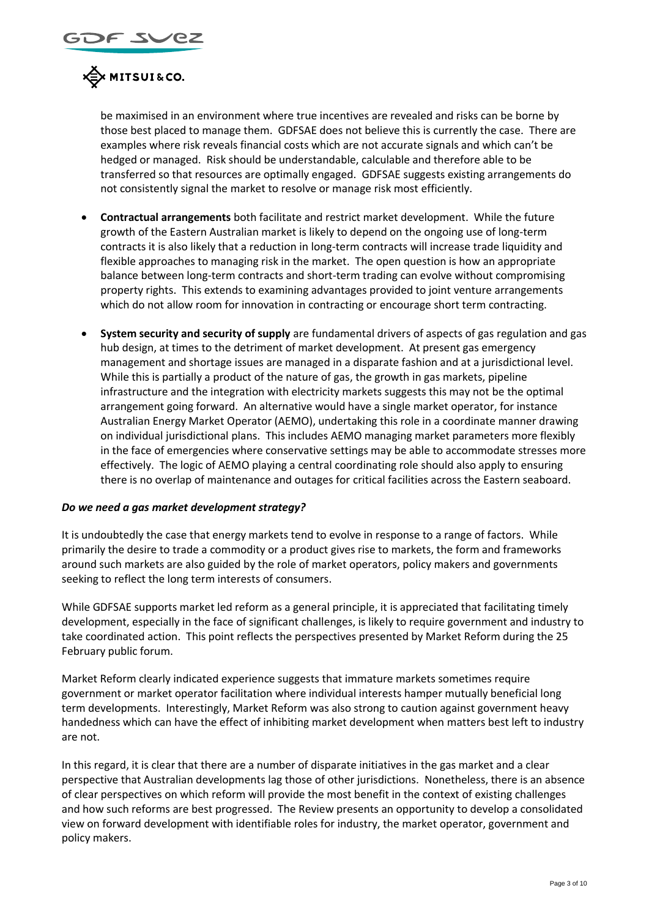be maximised in an environment where true incentives are revealed and risks can be borne by those best placed to manage them. GDFSAE does not believe this is currently the case. There are examples where risk reveals financial costs which are not accurate signals and which can't be hedged or managed. Risk should be understandable, calculable and therefore able to be transferred so that resources are optimally engaged. GDFSAE suggests existing arrangements do not consistently signal the market to resolve or manage risk most efficiently.

- **Contractual arrangements** both facilitate and restrict market development. While the future growth of the Eastern Australian market is likely to depend on the ongoing use of long-term contracts it is also likely that a reduction in long-term contracts will increase trade liquidity and flexible approaches to managing risk in the market. The open question is how an appropriate balance between long-term contracts and short-term trading can evolve without compromising property rights. This extends to examining advantages provided to joint venture arrangements which do not allow room for innovation in contracting or encourage short term contracting.

- **System security and security of supply** are fundamental drivers of aspects of gas regulation and gas hub design, at times to the detriment of market development. At present gas emergency management and shortage issues are managed in a disparate fashion and at a jurisdictional level. While this is partially a product of the nature of gas, the growth in gas markets, pipeline infrastructure and the integration with electricity markets suggests this may not be the optimal arrangement going forward. An alternative would have a single market operator, for instance Australian Energy Market Operator (AEMO), undertaking this role in a coordinate manner drawing on individual jurisdictional plans. This includes AEMO managing market parameters more flexibly in the face of emergencies where conservative settings may be able to accommodate stresses more effectively. The logic of AEMO playing a central coordinating role should also apply to ensuring there is no overlap of maintenance and outages for critical facilities across the Eastern seaboard.

***Do we need a gas market development strategy?***

It is undoubtedly the case that energy markets tend to evolve in response to a range of factors. While primarily the desire to trade a commodity or a product gives rise to markets, the form and frameworks around such markets are also guided by the role of market operators, policy makers and governments seeking to reflect the long term interests of consumers.

While GDFSAE supports market led reform as a general principle, it is appreciated that facilitating timely development, especially in the face of significant challenges, is likely to require government and industry to take coordinated action. This point reflects the perspectives presented by Market Reform during the 25 February public forum.

Market Reform clearly indicated experience suggests that immature markets sometimes require government or market operator facilitation where individual interests hamper mutually beneficial long term developments. Interestingly, Market Reform was also strong to caution against government heavy handedness which can have the effect of inhibiting market development when matters best left to industry are not.

In this regard, it is clear that there are a number of disparate initiatives in the gas market and a clear perspective that Australian developments lag those of other jurisdictions. Nonetheless, there is an absence of clear perspectives on which reform will provide the most benefit in the context of existing challenges and how such reforms are best progressed. The Review presents an opportunity to develop a consolidated view on forward development with identifiable roles for industry, the market operator, government and policy makers.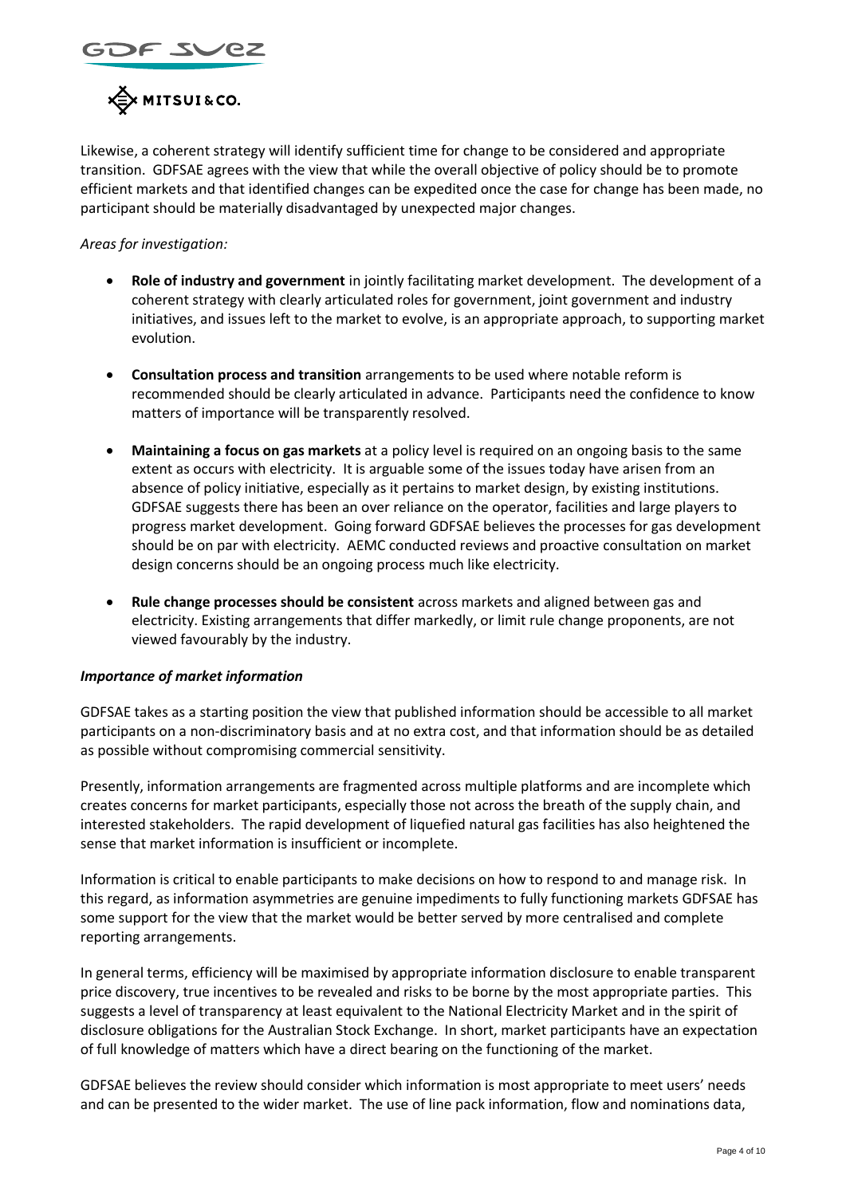Likewise, a coherent strategy will identify sufficient time for change to be considered and appropriate transition. GDFSAE agrees with the view that while the overall objective of policy should be to promote efficient markets and that identified changes can be expedited once the case for change has been made, no participant should be materially disadvantaged by unexpected major changes.

*Areas for investigation:*

- **Role of industry and government** in jointly facilitating market development. The development of a coherent strategy with clearly articulated roles for government, joint government and industry initiatives, and issues left to the market to evolve, is an appropriate approach, to supporting market evolution.
- **Consultation process and transition** arrangements to be used where notable reform is recommended should be clearly articulated in advance. Participants need the confidence to know matters of importance will be transparently resolved.
- **Maintaining a focus on gas markets** at a policy level is required on an ongoing basis to the same extent as occurs with electricity. It is arguable some of the issues today have arisen from an absence of policy initiative, especially as it pertains to market design, by existing institutions. GDFSAE suggests there has been an over reliance on the operator, facilities and large players to progress market development. Going forward GDFSAE believes the processes for gas development should be on par with electricity. AEMC conducted reviews and proactive consultation on market design concerns should be an ongoing process much like electricity.
- **Rule change processes should be consistent** across markets and aligned between gas and electricity. Existing arrangements that differ markedly, or limit rule change proponents, are not viewed favourably by the industry.

***Importance of market information***

GDFSAE takes as a starting position the view that published information should be accessible to all market participants on a non-discriminatory basis and at no extra cost, and that information should be as detailed as possible without compromising commercial sensitivity.

Presently, information arrangements are fragmented across multiple platforms and are incomplete which creates concerns for market participants, especially those not across the breath of the supply chain, and interested stakeholders. The rapid development of liquefied natural gas facilities has also heightened the sense that market information is insufficient or incomplete.

Information is critical to enable participants to make decisions on how to respond to and manage risk. In this regard, as information asymmetries are genuine impediments to fully functioning markets GDFSAE has some support for the view that the market would be better served by more centralised and complete reporting arrangements.

In general terms, efficiency will be maximised by appropriate information disclosure to enable transparent price discovery, true incentives to be revealed and risks to be borne by the most appropriate parties. This suggests a level of transparency at least equivalent to the National Electricity Market and in the spirit of disclosure obligations for the Australian Stock Exchange. In short, market participants have an expectation of full knowledge of matters which have a direct bearing on the functioning of the market.

GDFSAE believes the review should consider which information is most appropriate to meet users' needs and can be presented to the wider market. The use of line pack information, flow and nominations data,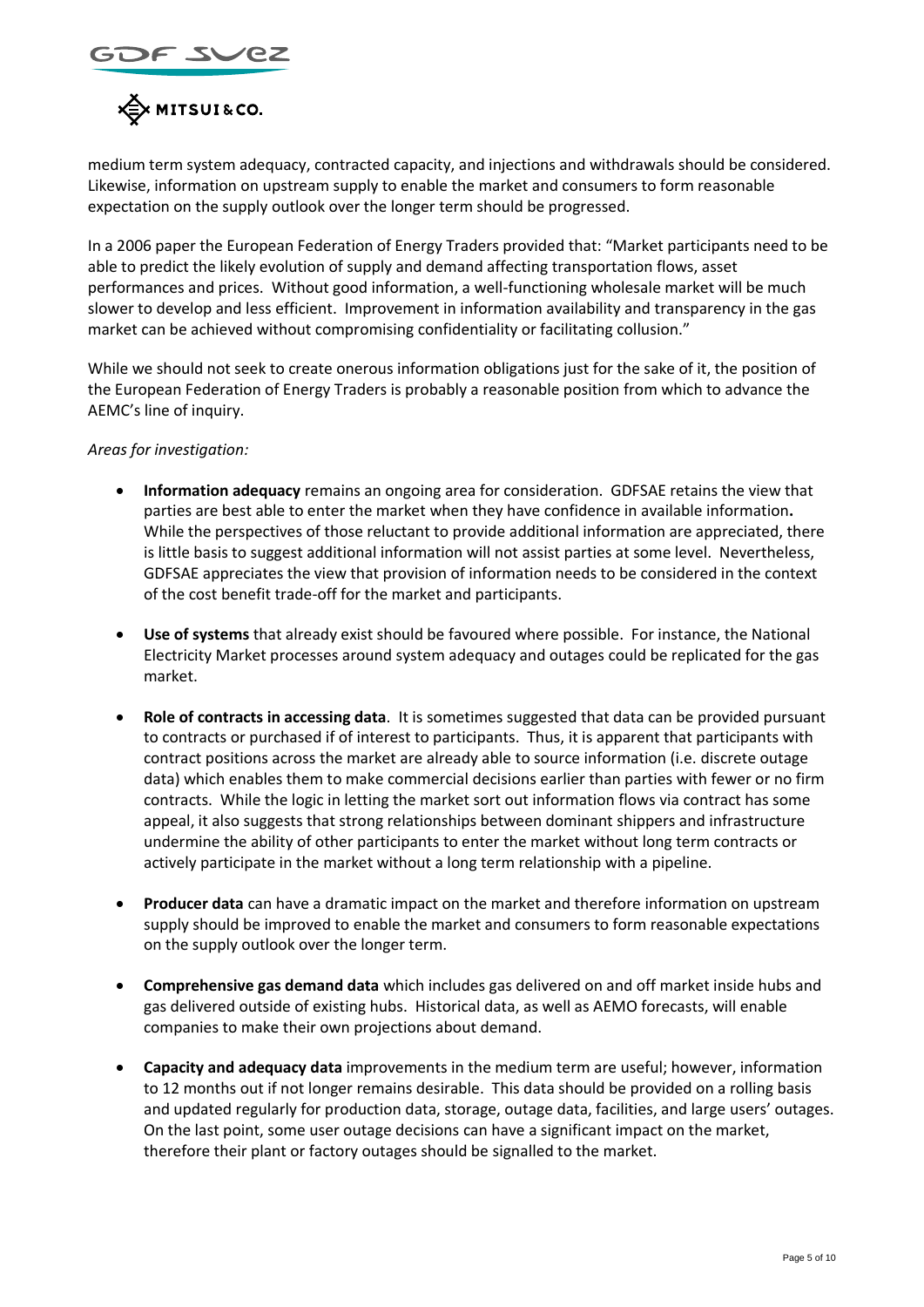medium term system adequacy, contracted capacity, and injections and withdrawals should be considered. Likewise, information on upstream supply to enable the market and consumers to form reasonable expectation on the supply outlook over the longer term should be progressed.

In a 2006 paper the European Federation of Energy Traders provided that: "Market participants need to be able to predict the likely evolution of supply and demand affecting transportation flows, asset performances and prices. Without good information, a well-functioning wholesale market will be much slower to develop and less efficient. Improvement in information availability and transparency in the gas market can be achieved without compromising confidentiality or facilitating collusion."

While we should not seek to create onerous information obligations just for the sake of it, the position of the European Federation of Energy Traders is probably a reasonable position from which to advance the AEMC's line of inquiry.

*Areas for investigation:*

- **Information adequacy** remains an ongoing area for consideration. GDFSAE retains the view that parties are best able to enter the market when they have confidence in available information**.** While the perspectives of those reluctant to provide additional information are appreciated, there is little basis to suggest additional information will not assist parties at some level. Nevertheless, GDFSAE appreciates the view that provision of information needs to be considered in the context of the cost benefit trade-off for the market and participants.

- **Use of systems** that already exist should be favoured where possible. For instance, the National Electricity Market processes around system adequacy and outages could be replicated for the gas market.

- **Role of contracts in accessing data**. It is sometimes suggested that data can be provided pursuant to contracts or purchased if of interest to participants. Thus, it is apparent that participants with contract positions across the market are already able to source information (i.e. discrete outage data) which enables them to make commercial decisions earlier than parties with fewer or no firm contracts. While the logic in letting the market sort out information flows via contract has some appeal, it also suggests that strong relationships between dominant shippers and infrastructure undermine the ability of other participants to enter the market without long term contracts or actively participate in the market without a long term relationship with a pipeline.

- **Producer data** can have a dramatic impact on the market and therefore information on upstream supply should be improved to enable the market and consumers to form reasonable expectations on the supply outlook over the longer term.

- **Comprehensive gas demand data** which includes gas delivered on and off market inside hubs and gas delivered outside of existing hubs. Historical data, as well as AEMO forecasts, will enable companies to make their own projections about demand.

- **Capacity and adequacy data** improvements in the medium term are useful; however, information to 12 months out if not longer remains desirable. This data should be provided on a rolling basis and updated regularly for production data, storage, outage data, facilities, and large users' outages. On the last point, some user outage decisions can have a significant impact on the market, therefore their plant or factory outages should be signalled to the market.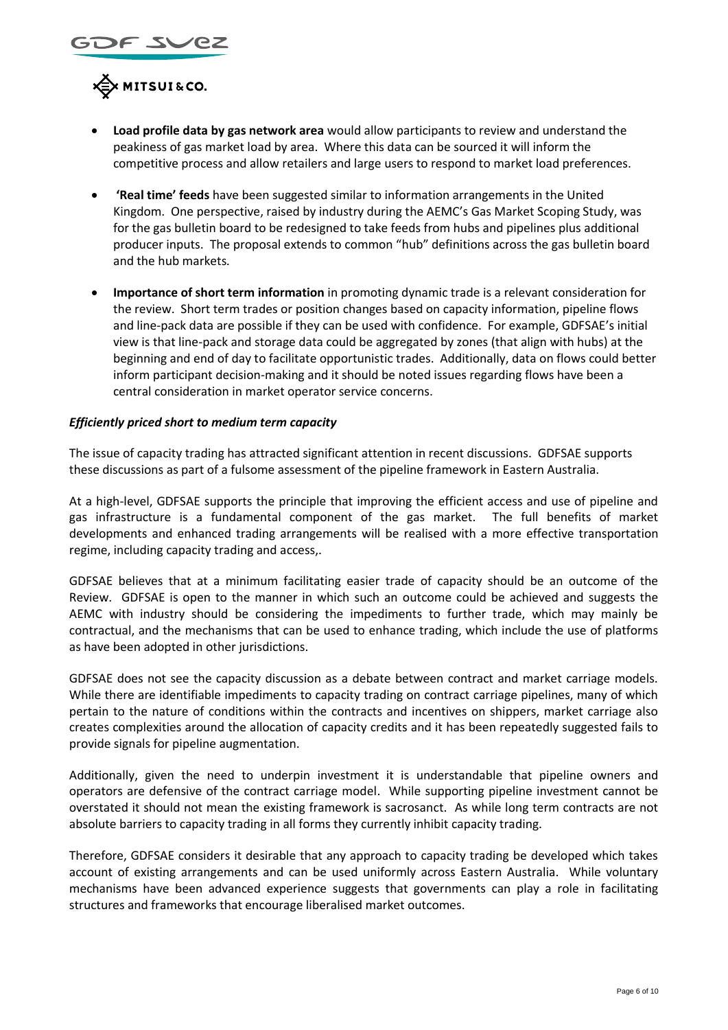- **Load profile data by gas network area** would allow participants to review and understand the peakiness of gas market load by area. Where this data can be sourced it will inform the competitive process and allow retailers and large users to respond to market load preferences.

- **'Real time' feeds** have been suggested similar to information arrangements in the United Kingdom. One perspective, raised by industry during the AEMC's Gas Market Scoping Study, was for the gas bulletin board to be redesigned to take feeds from hubs and pipelines plus additional producer inputs. The proposal extends to common "hub" definitions across the gas bulletin board and the hub markets.

- **Importance of short term information** in promoting dynamic trade is a relevant consideration for the review. Short term trades or position changes based on capacity information, pipeline flows and line-pack data are possible if they can be used with confidence. For example, GDFSAE's initial view is that line-pack and storage data could be aggregated by zones (that align with hubs) at the beginning and end of day to facilitate opportunistic trades. Additionally, data on flows could better inform participant decision-making and it should be noted issues regarding flows have been a central consideration in market operator service concerns.

***Efficiently priced short to medium term capacity***

The issue of capacity trading has attracted significant attention in recent discussions. GDFSAE supports these discussions as part of a fulsome assessment of the pipeline framework in Eastern Australia.

At a high-level, GDFSAE supports the principle that improving the efficient access and use of pipeline and gas infrastructure is a fundamental component of the gas market. The full benefits of market developments and enhanced trading arrangements will be realised with a more effective transportation regime, including capacity trading and access,.

GDFSAE believes that at a minimum facilitating easier trade of capacity should be an outcome of the Review. GDFSAE is open to the manner in which such an outcome could be achieved and suggests the AEMC with industry should be considering the impediments to further trade, which may mainly be contractual, and the mechanisms that can be used to enhance trading, which include the use of platforms as have been adopted in other jurisdictions.

GDFSAE does not see the capacity discussion as a debate between contract and market carriage models. While there are identifiable impediments to capacity trading on contract carriage pipelines, many of which pertain to the nature of conditions within the contracts and incentives on shippers, market carriage also creates complexities around the allocation of capacity credits and it has been repeatedly suggested fails to provide signals for pipeline augmentation.

Additionally, given the need to underpin investment it is understandable that pipeline owners and operators are defensive of the contract carriage model. While supporting pipeline investment cannot be overstated it should not mean the existing framework is sacrosanct. As while long term contracts are not absolute barriers to capacity trading in all forms they currently inhibit capacity trading.

Therefore, GDFSAE considers it desirable that any approach to capacity trading be developed which takes account of existing arrangements and can be used uniformly across Eastern Australia. While voluntary mechanisms have been advanced experience suggests that governments can play a role in facilitating structures and frameworks that encourage liberalised market outcomes.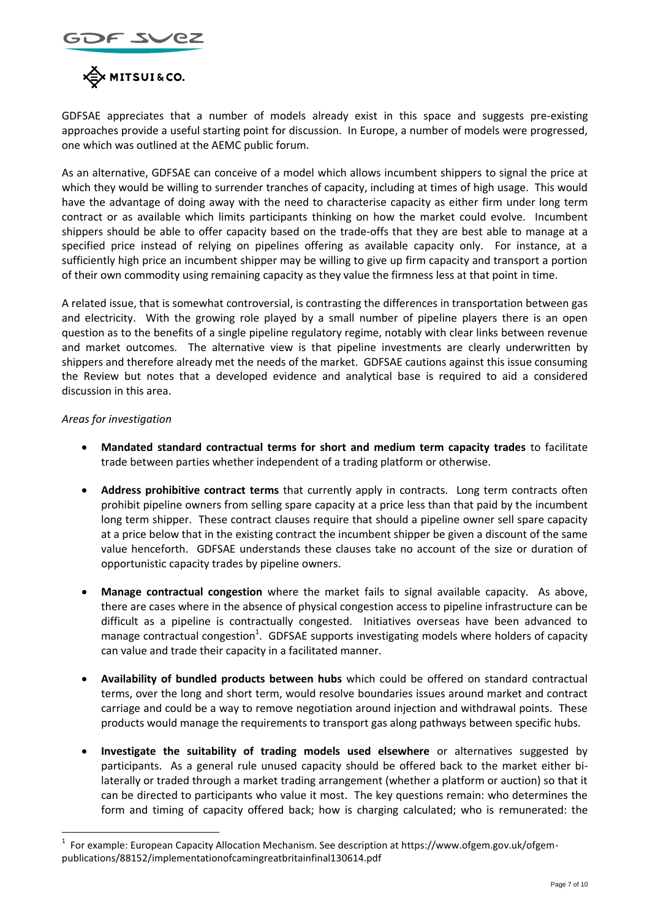GDFSAE appreciates that a number of models already exist in this space and suggests pre-existing approaches provide a useful starting point for discussion. In Europe, a number of models were progressed, one which was outlined at the AEMC public forum.

As an alternative, GDFSAE can conceive of a model which allows incumbent shippers to signal the price at which they would be willing to surrender tranches of capacity, including at times of high usage. This would have the advantage of doing away with the need to characterise capacity as either firm under long term contract or as available which limits participants thinking on how the market could evolve. Incumbent shippers should be able to offer capacity based on the trade-offs that they are best able to manage at a specified price instead of relying on pipelines offering as available capacity only. For instance, at a sufficiently high price an incumbent shipper may be willing to give up firm capacity and transport a portion of their own commodity using remaining capacity as they value the firmness less at that point in time.

A related issue, that is somewhat controversial, is contrasting the differences in transportation between gas and electricity. With the growing role played by a small number of pipeline players there is an open question as to the benefits of a single pipeline regulatory regime, notably with clear links between revenue and market outcomes. The alternative view is that pipeline investments are clearly underwritten by shippers and therefore already met the needs of the market. GDFSAE cautions against this issue consuming the Review but notes that a developed evidence and analytical base is required to aid a considered discussion in this area.

*Areas for investigation*

- **Mandated standard contractual terms for short and medium term capacity trades** to facilitate trade between parties whether independent of a trading platform or otherwise.
- **Address prohibitive contract terms** that currently apply in contracts. Long term contracts often prohibit pipeline owners from selling spare capacity at a price less than that paid by the incumbent long term shipper. These contract clauses require that should a pipeline owner sell spare capacity at a price below that in the existing contract the incumbent shipper be given a discount of the same value henceforth. GDFSAE understands these clauses take no account of the size or duration of opportunistic capacity trades by pipeline owners.
- **Manage contractual congestion** where the market fails to signal available capacity. As above, there are cases where in the absence of physical congestion access to pipeline infrastructure can be difficult as a pipeline is contractually congested. Initiatives overseas have been advanced to manage contractual congestion[1]. GDFSAE supports investigating models where holders of capacity can value and trade their capacity in a facilitated manner.
- **Availability of bundled products between hubs** which could be offered on standard contractual terms, over the long and short term, would resolve boundaries issues around market and contract carriage and could be a way to remove negotiation around injection and withdrawal points. These products would manage the requirements to transport gas along pathways between specific hubs.
- **Investigate the suitability of trading models used elsewhere** or alternatives suggested by participants. As a general rule unused capacity should be offered back to the market either bi-laterally or traded through a market trading arrangement (whether a platform or auction) so that it can be directed to participants who value it most. The key questions remain: who determines the form and timing of capacity offered back; how is charging calculated; who is remunerated: the

---

[1] For example: European Capacity Allocation Mechanism. See description at https://www.ofgem.gov.uk/ofgem-publications/88152/implementationofcamingreatbritainfinal130614.pdf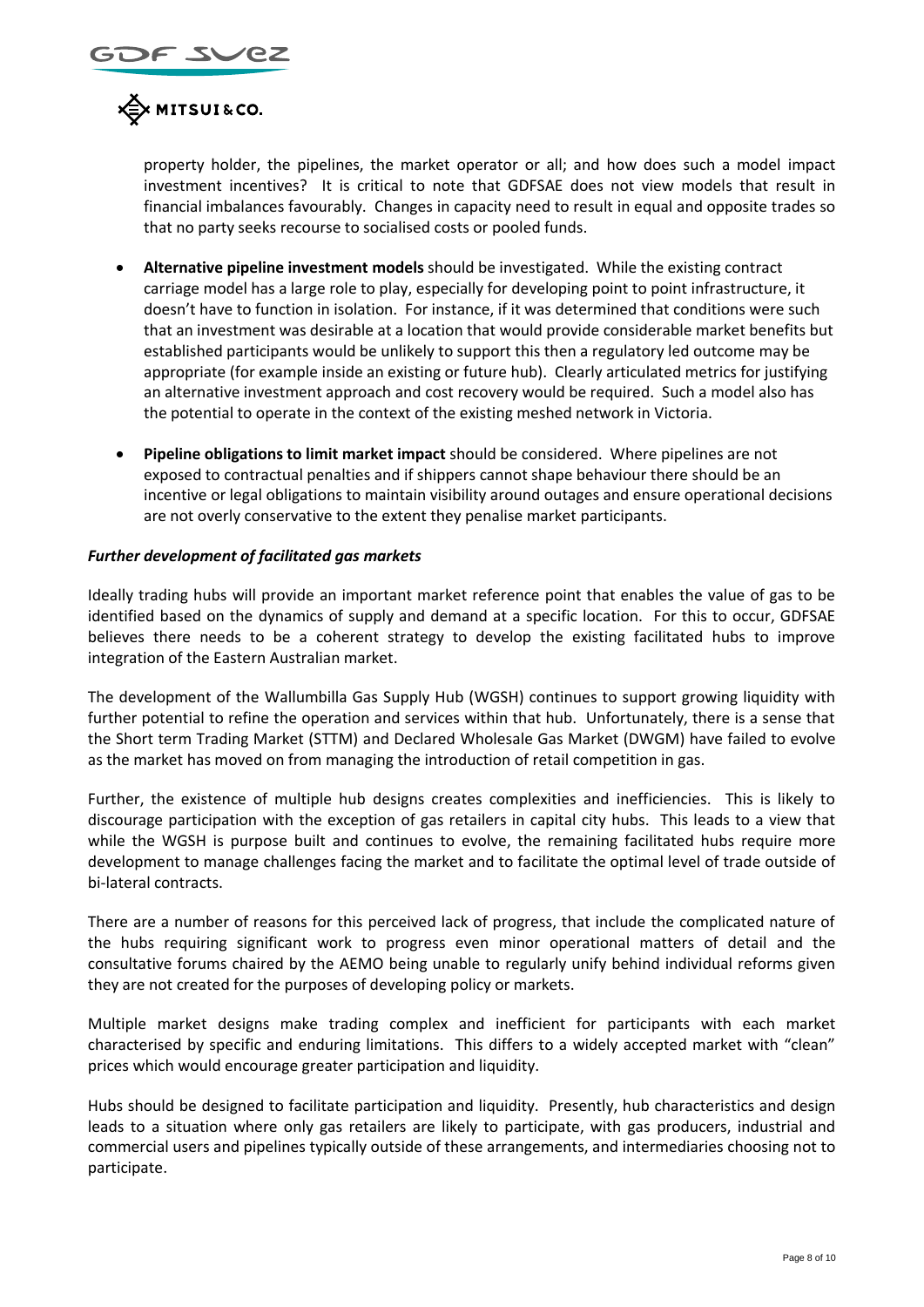property holder, the pipelines, the market operator or all; and how does such a model impact investment incentives? It is critical to note that GDFSAE does not view models that result in financial imbalances favourably. Changes in capacity need to result in equal and opposite trades so that no party seeks recourse to socialised costs or pooled funds.

- **Alternative pipeline investment models** should be investigated. While the existing contract carriage model has a large role to play, especially for developing point to point infrastructure, it doesn't have to function in isolation. For instance, if it was determined that conditions were such that an investment was desirable at a location that would provide considerable market benefits but established participants would be unlikely to support this then a regulatory led outcome may be appropriate (for example inside an existing or future hub). Clearly articulated metrics for justifying an alternative investment approach and cost recovery would be required. Such a model also has the potential to operate in the context of the existing meshed network in Victoria.

- **Pipeline obligations to limit market impact** should be considered. Where pipelines are not exposed to contractual penalties and if shippers cannot shape behaviour there should be an incentive or legal obligations to maintain visibility around outages and ensure operational decisions are not overly conservative to the extent they penalise market participants.

***Further development of facilitated gas markets***

Ideally trading hubs will provide an important market reference point that enables the value of gas to be identified based on the dynamics of supply and demand at a specific location. For this to occur, GDFSAE believes there needs to be a coherent strategy to develop the existing facilitated hubs to improve integration of the Eastern Australian market.

The development of the Wallumbilla Gas Supply Hub (WGSH) continues to support growing liquidity with further potential to refine the operation and services within that hub. Unfortunately, there is a sense that the Short term Trading Market (STTM) and Declared Wholesale Gas Market (DWGM) have failed to evolve as the market has moved on from managing the introduction of retail competition in gas.

Further, the existence of multiple hub designs creates complexities and inefficiencies. This is likely to discourage participation with the exception of gas retailers in capital city hubs. This leads to a view that while the WGSH is purpose built and continues to evolve, the remaining facilitated hubs require more development to manage challenges facing the market and to facilitate the optimal level of trade outside of bi-lateral contracts.

There are a number of reasons for this perceived lack of progress, that include the complicated nature of the hubs requiring significant work to progress even minor operational matters of detail and the consultative forums chaired by the AEMO being unable to regularly unify behind individual reforms given they are not created for the purposes of developing policy or markets.

Multiple market designs make trading complex and inefficient for participants with each market characterised by specific and enduring limitations. This differs to a widely accepted market with "clean" prices which would encourage greater participation and liquidity.

Hubs should be designed to facilitate participation and liquidity. Presently, hub characteristics and design leads to a situation where only gas retailers are likely to participate, with gas producers, industrial and commercial users and pipelines typically outside of these arrangements, and intermediaries choosing not to participate.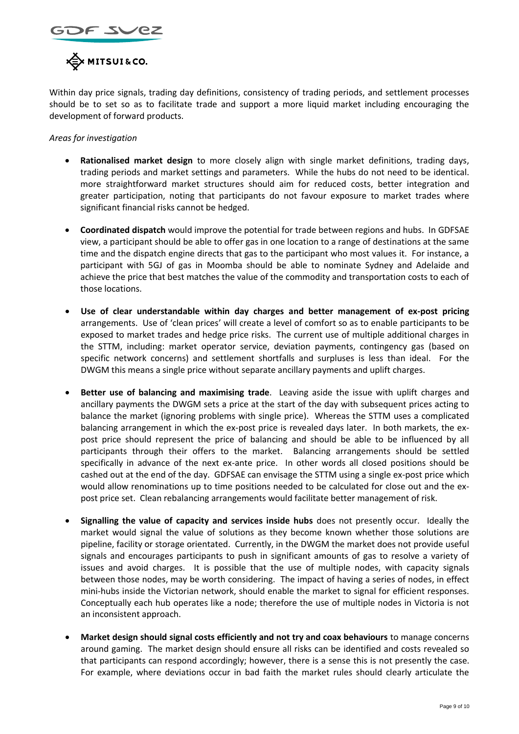Within day price signals, trading day definitions, consistency of trading periods, and settlement processes should be to set so as to facilitate trade and support a more liquid market including encouraging the development of forward products.

*Areas for investigation*

- **Rationalised market design** to more closely align with single market definitions, trading days, trading periods and market settings and parameters. While the hubs do not need to be identical. more straightforward market structures should aim for reduced costs, better integration and greater participation, noting that participants do not favour exposure to market trades where significant financial risks cannot be hedged.

- **Coordinated dispatch** would improve the potential for trade between regions and hubs. In GDFSAE view, a participant should be able to offer gas in one location to a range of destinations at the same time and the dispatch engine directs that gas to the participant who most values it. For instance, a participant with 5GJ of gas in Moomba should be able to nominate Sydney and Adelaide and achieve the price that best matches the value of the commodity and transportation costs to each of those locations.

- **Use of clear understandable within day charges and better management of ex-post pricing** arrangements. Use of 'clean prices' will create a level of comfort so as to enable participants to be exposed to market trades and hedge price risks. The current use of multiple additional charges in the STTM, including: market operator service, deviation payments, contingency gas (based on specific network concerns) and settlement shortfalls and surpluses is less than ideal. For the DWGM this means a single price without separate ancillary payments and uplift charges.

- **Better use of balancing and maximising trade**. Leaving aside the issue with uplift charges and ancillary payments the DWGM sets a price at the start of the day with subsequent prices acting to balance the market (ignoring problems with single price). Whereas the STTM uses a complicated balancing arrangement in which the ex-post price is revealed days later. In both markets, the ex-post price should represent the price of balancing and should be able to be influenced by all participants through their offers to the market. Balancing arrangements should be settled specifically in advance of the next ex-ante price. In other words all closed positions should be cashed out at the end of the day. GDFSAE can envisage the STTM using a single ex-post price which would allow renominations up to time positions needed to be calculated for close out and the ex-post price set. Clean rebalancing arrangements would facilitate better management of risk.

- **Signalling the value of capacity and services inside hubs** does not presently occur. Ideally the market would signal the value of solutions as they become known whether those solutions are pipeline, facility or storage orientated. Currently, in the DWGM the market does not provide useful signals and encourages participants to push in significant amounts of gas to resolve a variety of issues and avoid charges. It is possible that the use of multiple nodes, with capacity signals between those nodes, may be worth considering. The impact of having a series of nodes, in effect mini-hubs inside the Victorian network, should enable the market to signal for efficient responses. Conceptually each hub operates like a node; therefore the use of multiple nodes in Victoria is not an inconsistent approach.

- **Market design should signal costs efficiently and not try and coax behaviours** to manage concerns around gaming. The market design should ensure all risks can be identified and costs revealed so that participants can respond accordingly; however, there is a sense this is not presently the case. For example, where deviations occur in bad faith the market rules should clearly articulate the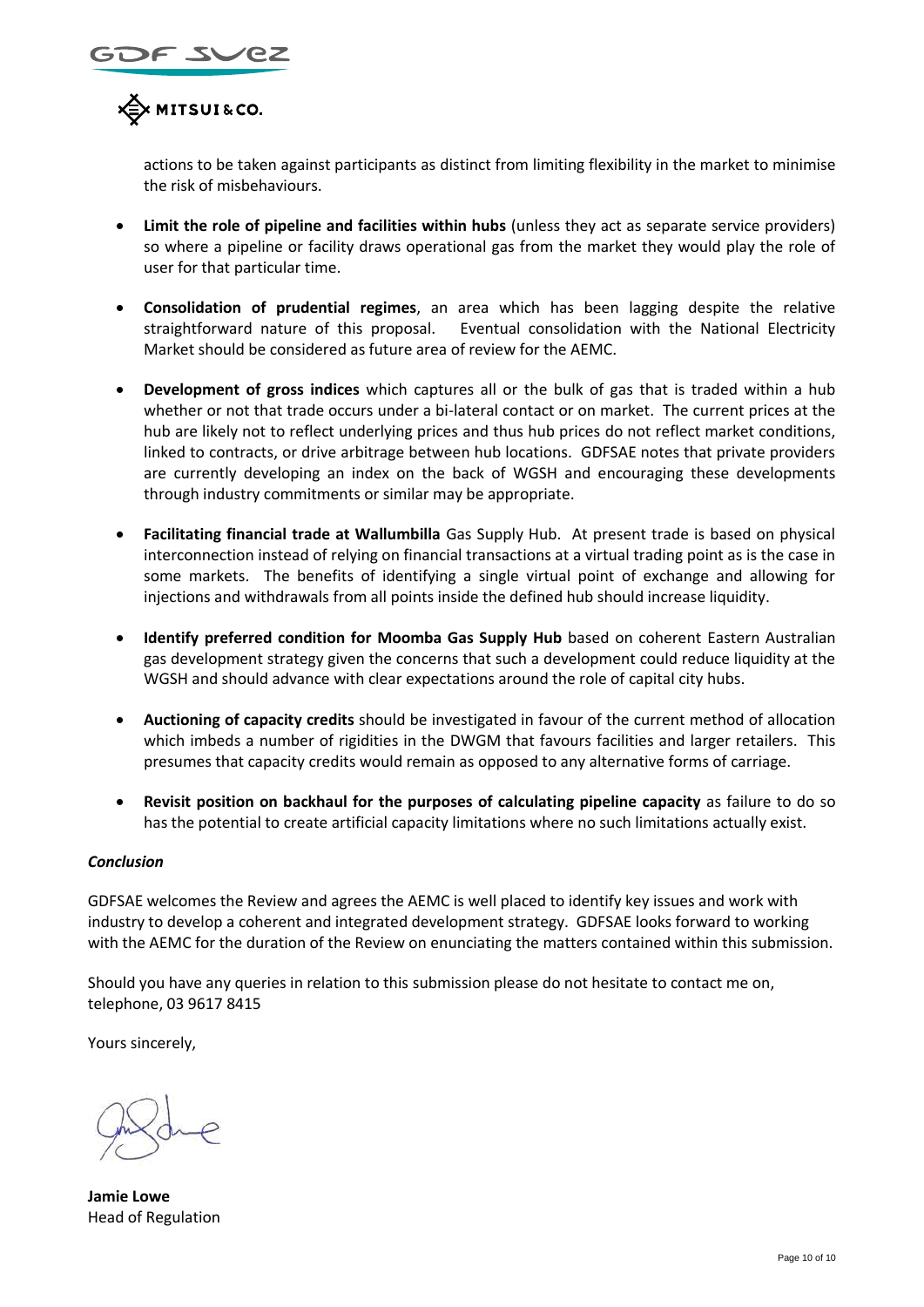actions to be taken against participants as distinct from limiting flexibility in the market to minimise the risk of misbehaviours.

- **Limit the role of pipeline and facilities within hubs** (unless they act as separate service providers) so where a pipeline or facility draws operational gas from the market they would play the role of user for that particular time.
- **Consolidation of prudential regimes**, an area which has been lagging despite the relative straightforward nature of this proposal. Eventual consolidation with the National Electricity Market should be considered as future area of review for the AEMC.
- **Development of gross indices** which captures all or the bulk of gas that is traded within a hub whether or not that trade occurs under a bi-lateral contact or on market. The current prices at the hub are likely not to reflect underlying prices and thus hub prices do not reflect market conditions, linked to contracts, or drive arbitrage between hub locations. GDFSAE notes that private providers are currently developing an index on the back of WGSH and encouraging these developments through industry commitments or similar may be appropriate.
- **Facilitating financial trade at Wallumbilla** Gas Supply Hub. At present trade is based on physical interconnection instead of relying on financial transactions at a virtual trading point as is the case in some markets. The benefits of identifying a single virtual point of exchange and allowing for injections and withdrawals from all points inside the defined hub should increase liquidity.
- **Identify preferred condition for Moomba Gas Supply Hub** based on coherent Eastern Australian gas development strategy given the concerns that such a development could reduce liquidity at the WGSH and should advance with clear expectations around the role of capital city hubs.
- **Auctioning of capacity credits** should be investigated in favour of the current method of allocation which imbeds a number of rigidities in the DWGM that favours facilities and larger retailers. This presumes that capacity credits would remain as opposed to any alternative forms of carriage.
- **Revisit position on backhaul for the purposes of calculating pipeline capacity** as failure to do so has the potential to create artificial capacity limitations where no such limitations actually exist.

***Conclusion***

GDFSAE welcomes the Review and agrees the AEMC is well placed to identify key issues and work with industry to develop a coherent and integrated development strategy. GDFSAE looks forward to working with the AEMC for the duration of the Review on enunciating the matters contained within this submission.

Should you have any queries in relation to this submission please do not hesitate to contact me on, telephone, 03 9617 8415

Yours sincerely,

**Jamie Lowe**
Head of Regulation